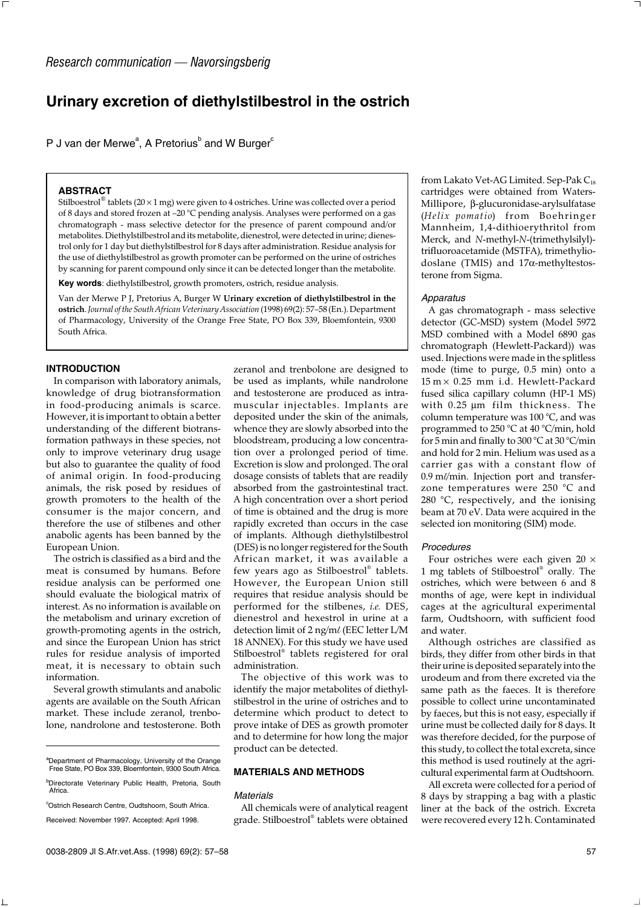Research communication — Navorsingsberig

# Urinary excretion of diethylstilbestrol in the ostrich

P J van der Merwe[a], A Pretorius[b] and W Burger[c]

## ABSTRACT

Stilboestrol® tablets (20 × 1 mg) were given to 4 ostriches. Urine was collected over a period of 8 days and stored frozen at –20 °C pending analysis. Analyses were performed on a gas chromatograph - mass selective detector for the presence of parent compound and/or metabolites. Diethylstilbestrol and its metabolite, dienestrol, were detected in urine; dienestrol only for 1 day but diethylstilbestrol for 8 days after administration. Residue analysis for the use of diethylstilbestrol as growth promoter can be performed on the urine of ostriches by scanning for parent compound only since it can be detected longer than the metabolite.

**Key words**: diethylstilbestrol, growth promoters, ostrich, residue analysis.

Van der Merwe P J, Pretorius A, Burger W **Urinary excretion of diethylstilbestrol in the ostrich**. *Journal of the South African Veterinary Association* (1998) 69(2): 57–58 (En.). Department of Pharmacology, University of the Orange Free State, PO Box 339, Bloemfontein, 9300 South Africa.

## INTRODUCTION

In comparison with laboratory animals, knowledge of drug biotransformation in food-producing animals is scarce. However, it is important to obtain a better understanding of the different biotransformation pathways in these species, not only to improve veterinary drug usage but also to guarantee the quality of food of animal origin. In food-producing animals, the risk posed by residues of growth promoters to the health of the consumer is the major concern, and therefore the use of stilbenes and other anabolic agents has been banned by the European Union.

The ostrich is classified as a bird and the meat is consumed by humans. Before residue analysis can be performed one should evaluate the biological matrix of interest. As no information is available on the metabolism and urinary excretion of growth-promoting agents in the ostrich, and since the European Union has strict rules for residue analysis of imported meat, it is necessary to obtain such information.

Several growth stimulants and anabolic agents are available on the South African market. These include zeranol, trenbolone, nandrolone and testosterone. Both zeranol and trenbolone are designed to be used as implants, while nandrolone and testosterone are produced as intramuscular injectables. Implants are deposited under the skin of the animals, whence they are slowly absorbed into the bloodstream, producing a low concentration over a prolonged period of time. Excretion is slow and prolonged. The oral dosage consists of tablets that are readily absorbed from the gastrointestinal tract. A high concentration over a short period of time is obtained and the drug is more rapidly excreted than occurs in the case of implants. Although diethylstilbestrol (DES) is no longer registered for the South African market, it was available a few years ago as Stilboestrol® tablets. However, the European Union still requires that residue analysis should be performed for the stilbenes, *i.e.* DES, dienestrol and hexestrol in urine at a detection limit of 2 ng/mℓ (EEC letter L/M 18 ANNEX). For this study we have used Stilboestrol® tablets registered for oral administration.

The objective of this work was to identify the major metabolites of diethylstilbestrol in the urine of ostriches and to determine which product to detect to prove intake of DES as growth promoter and to determine for how long the major product can be detected.

## MATERIALS AND METHODS

### Materials

All chemicals were of analytical reagent grade. Stilboestrol® tablets were obtained from Lakato Vet-AG Limited. Sep-Pak $C_{18}$ cartridges were obtained from Waters-Millipore, β-glucuronidase-arylsulfatase (*Helix pomatio*) from Boehringer Mannheim, 1,4-dithioerythritol from Merck, and *N*-methyl-*N*-(trimethylsilyl)-trifluoroacetamide (MSTFA), trimethyliodoslane (TMIS) and 17α-methyltestosterone from Sigma.

### Apparatus

A gas chromatograph - mass selective detector (GC-MSD) system (Model 5972 MSD combined with a Model 6890 gas chromatograph (Hewlett-Packard)) was used. Injections were made in the splitless mode (time to purge, 0.5 min) onto a 15 m × 0.25 mm i.d. Hewlett-Packard fused silica capillary column (HP-1 MS) with 0.25 μm film thickness. The column temperature was 100 °C, and was programmed to 250 °C at 40 °C/min, hold for 5 min and finally to 300 °C at 30 °C/min and hold for 2 min. Helium was used as a carrier gas with a constant flow of 0.9 mℓ/min. Injection port and transfer-zone temperatures were 250 °C and 280 °C, respectively, and the ionising beam at 70 eV. Data were acquired in the selected ion monitoring (SIM) mode.

### Procedures

Four ostriches were each given 20 × 1 mg tablets of Stilboestrol® orally. The ostriches, which were between 6 and 8 months of age, were kept in individual cages at the agricultural experimental farm, Oudtshoorn, with sufficient food and water.

Although ostriches are classified as birds, they differ from other birds in that their urine is deposited separately into the urodeum and from there excreted via the same path as the faeces. It is therefore possible to collect urine uncontaminated by faeces, but this is not easy, especially if urine must be collected daily for 8 days. It was therefore decided, for the purpose of this study, to collect the total excreta, since this method is used routinely at the agricultural experimental farm at Oudtshoorn.

All excreta were collected for a period of 8 days by strapping a bag with a plastic liner at the back of the ostrich. Excreta were recovered every 12 h. Contaminated

---

[a]Department of Pharmacology, University of the Orange Free State, PO Box 339, Bloemfontein, 9300 South Africa.

[b]Directorate Veterinary Public Health, Pretoria, South Africa.

[c]Ostrich Research Centre, Oudtshoorn, South Africa.

Received: November 1997. Accepted: April 1998.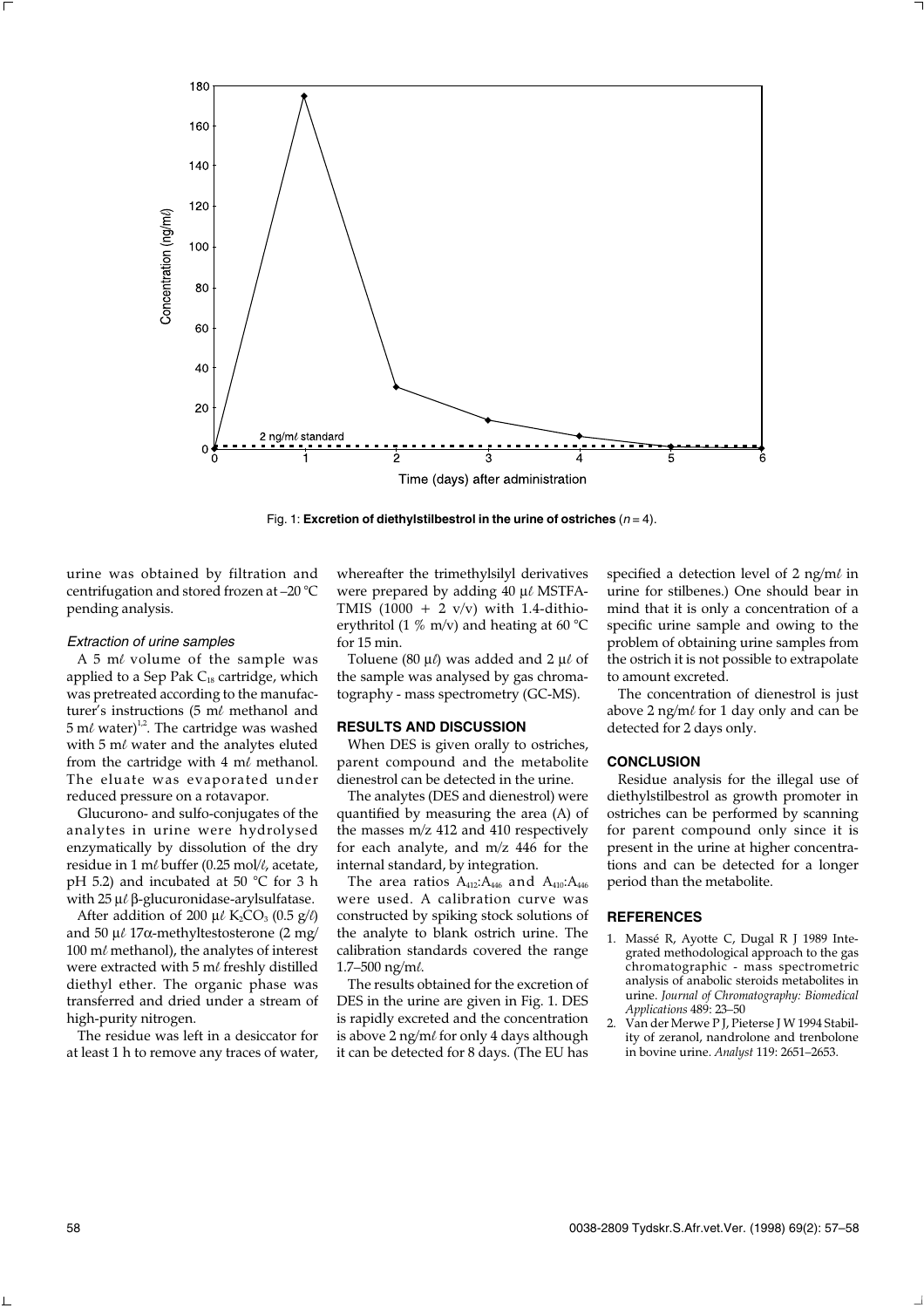180
160
140
120
100
80
60
40
20
0

Concentration (ng/mℓ)

2 ng/mℓ standard

0 1 2 3 4 5 6

Time (days) after administration

Fig. 1: **Excretion of diethylstilbestrol in the urine of ostriches** ($n = 4$).

urine was obtained by filtration and centrifugation and stored frozen at –20 °C pending analysis.

### *Extraction of urine samples*

A 5 mℓ volume of the sample was applied to a Sep Pak $C_{18}$ cartridge, which was pretreated according to the manufacturer's instructions (5 mℓ methanol and 5 mℓ water)[1,2]. The cartridge was washed with 5 mℓ water and the analytes eluted from the cartridge with 4 mℓ methanol. The eluate was evaporated under reduced pressure on a rotavapor.

Glucurono- and sulfo-conjugates of the analytes in urine were hydrolysed enzymatically by dissolution of the dry residue in 1 mℓ buffer (0.25 mol/ℓ, acetate, pH 5.2) and incubated at 50 °C for 3 h with 25 µℓ β-glucuronidase-arylsulfatase.

After addition of 200 µℓ $K_2CO_3$ (0.5 g/ℓ) and 50 µℓ 17α-methyltestosterone (2 mg/100 mℓ methanol), the analytes of interest were extracted with 5 mℓ freshly distilled diethyl ether. The organic phase was transferred and dried under a stream of high-purity nitrogen.

The residue was left in a desiccator for at least 1 h to remove any traces of water, whereafter the trimethylsilyl derivatives were prepared by adding 40 µℓ MSTFA-TMIS (1000 + 2 v/v) with 1.4-dithioerythritol (1 % m/v) and heating at 60 °C for 15 min.

Toluene (80 µℓ) was added and 2 µℓ of the sample was analysed by gas chromatography - mass spectrometry (GC-MS).

## RESULTS AND DISCUSSION

When DES is given orally to ostriches, parent compound and the metabolite dienestrol can be detected in the urine.

The analytes (DES and dienestrol) were quantified by measuring the area (A) of the masses m/z 412 and 410 respectively for each analyte, and m/z 446 for the internal standard, by integration.

The area ratios $A_{412}:A_{446}$ and $A_{410}:A_{446}$ were used. A calibration curve was constructed by spiking stock solutions of the analyte to blank ostrich urine. The calibration standards covered the range 1.7–500 ng/mℓ.

The results obtained for the excretion of DES in the urine are given in Fig. 1. DES is rapidly excreted and the concentration is above 2 ng/mℓ for only 4 days although it can be detected for 8 days. (The EU has specified a detection level of 2 ng/mℓ in urine for stilbenes.) One should bear in mind that it is only a concentration of a specific urine sample and owing to the problem of obtaining urine samples from the ostrich it is not possible to extrapolate to amount excreted.

The concentration of dienestrol is just above 2 ng/mℓ for 1 day only and can be detected for 2 days only.

## CONCLUSION

Residue analysis for the illegal use of diethylstilbestrol as growth promoter in ostriches can be performed by scanning for parent compound only since it is present in the urine at higher concentrations and can be detected for a longer period than the metabolite.

## REFERENCES

1. Massé R, Ayotte C, Dugal R J 1989 Integrated methodological approach to the gas chromatographic - mass spectrometric analysis of anabolic steroids metabolites in urine. *Journal of Chromatography: Biomedical Applications* 489: 23–50
2. Van der Merwe P J, Pieterse J W 1994 Stability of zeranol, nandrolone and trenbolone in bovine urine. *Analyst* 119: 2651–2653.